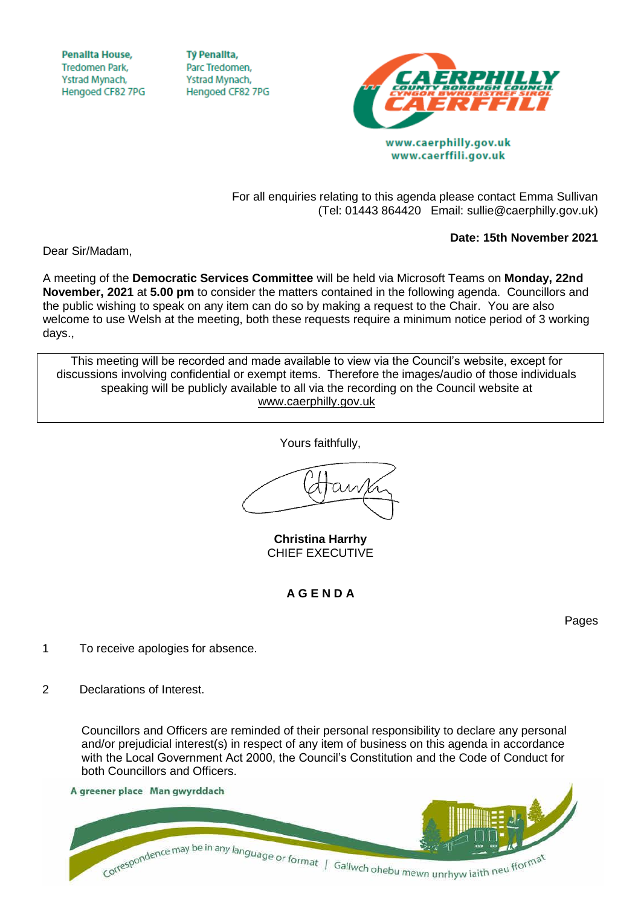Penallta House,
Tredomen Park,
Ystrad Mynach,
Hengoed CF82 7PG

Tŷ Penallta,
Parc Tredomen,
Ystrad Mynach,
Hengoed CF82 7PG

www.caerphilly.gov.uk
www.caerffili.gov.uk

For all enquiries relating to this agenda please contact Emma Sullivan
(Tel: 01443 864420 Email: sullie@caerphilly.gov.uk)

**Date: 15th November 2021**

Dear Sir/Madam,

A meeting of the **Democratic Services Committee** will be held via Microsoft Teams on **Monday, 22nd November, 2021** at **5.00 pm** to consider the matters contained in the following agenda. Councillors and the public wishing to speak on any item can do so by making a request to the Chair. You are also welcome to use Welsh at the meeting, both these requests require a minimum notice period of 3 working days.,

This meeting will be recorded and made available to view via the Council's website, except for discussions involving confidential or exempt items. Therefore the images/audio of those individuals speaking will be publicly available to all via the recording on the Council website at www.caerphilly.gov.uk

Yours faithfully,

**Christina Harrhy**
CHIEF EXECUTIVE

## A G E N D A

Pages

1 To receive apologies for absence.

2 Declarations of Interest.

Councillors and Officers are reminded of their personal responsibility to declare any personal and/or prejudicial interest(s) in respect of any item of business on this agenda in accordance with the Local Government Act 2000, the Council's Constitution and the Code of Conduct for both Councillors and Officers.

A greener place Man gwyrddach

Correspondence may be in any language or format | Gallwch ohebu mewn unrhyw iaith neu fformat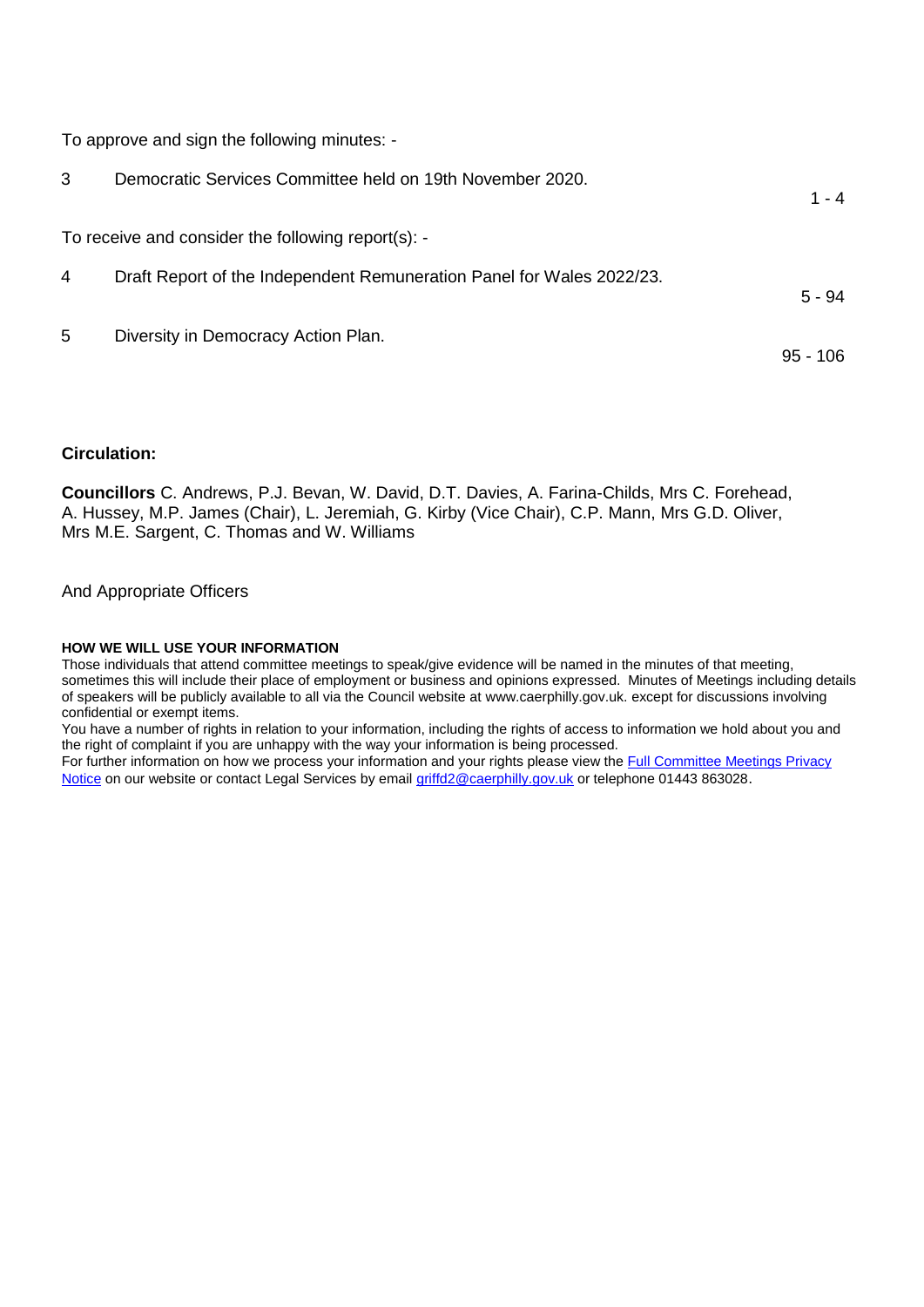To approve and sign the following minutes: -

| | | |
|---|---|---|
| 3 | Democratic Services Committee held on 19th November 2020. | 1 - 4 |

To receive and consider the following report(s): -

| | | |
|---|---|---|
| 4 | Draft Report of the Independent Remuneration Panel for Wales 2022/23. | 5 - 94 |
| 5 | Diversity in Democracy Action Plan. | 95 - 106 |

**Circulation:**

**Councillors** C. Andrews, P.J. Bevan, W. David, D.T. Davies, A. Farina-Childs, Mrs C. Forehead, A. Hussey, M.P. James (Chair), L. Jeremiah, G. Kirby (Vice Chair), C.P. Mann, Mrs G.D. Oliver, Mrs M.E. Sargent, C. Thomas and W. Williams

And Appropriate Officers

**HOW WE WILL USE YOUR INFORMATION**

Those individuals that attend committee meetings to speak/give evidence will be named in the minutes of that meeting, sometimes this will include their place of employment or business and opinions expressed. Minutes of Meetings including details of speakers will be publicly available to all via the Council website at www.caerphilly.gov.uk. except for discussions involving confidential or exempt items.

You have a number of rights in relation to your information, including the rights of access to information we hold about you and the right of complaint if you are unhappy with the way your information is being processed.

For further information on how we process your information and your rights please view the Full Committee Meetings Privacy Notice on our website or contact Legal Services by email griffd2@caerphilly.gov.uk or telephone 01443 863028.